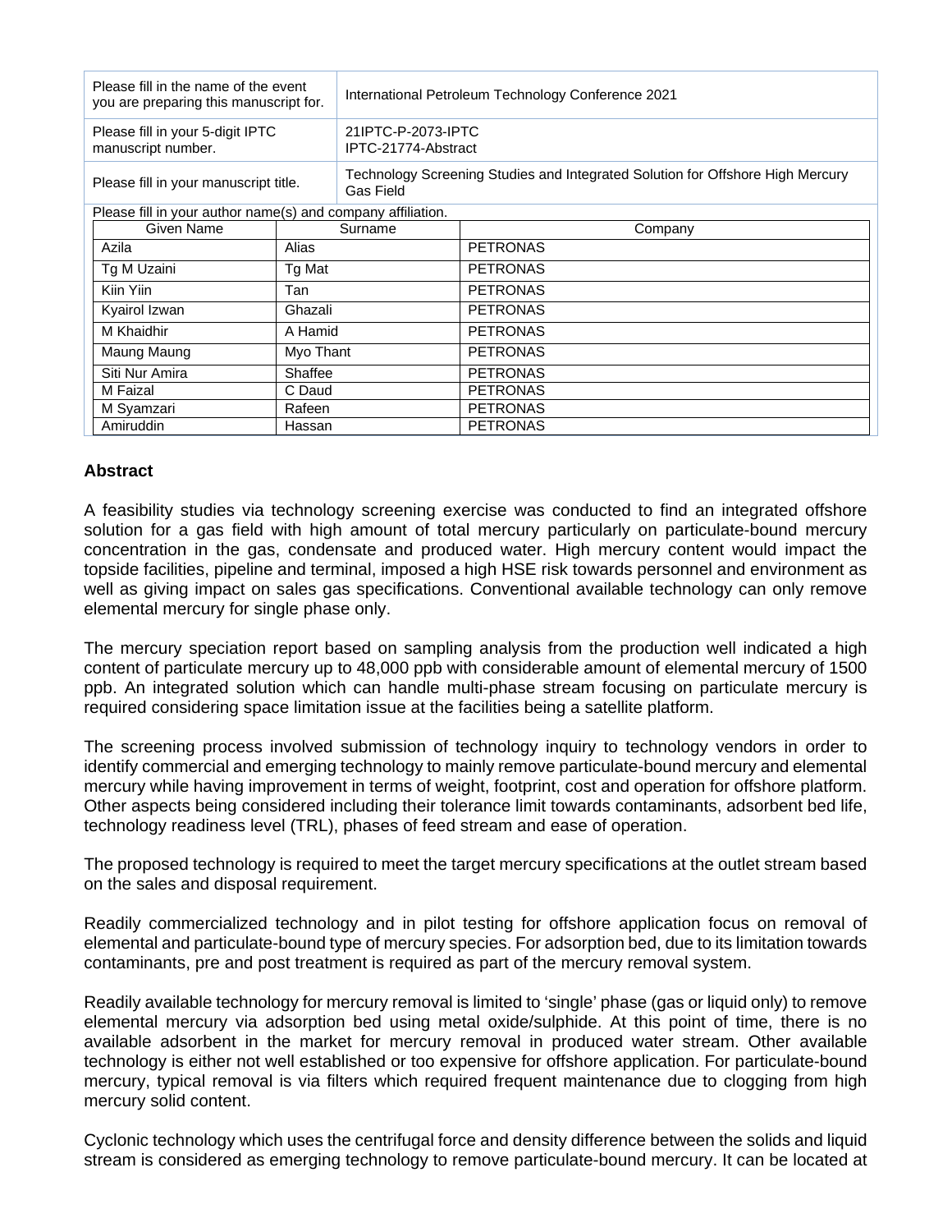| Please fill in the name of the event you are preparing this manuscript for. | International Petroleum Technology Conference 2021 |
|---|---|
| Please fill in your 5-digit IPTC manuscript number. | 21IPTC-P-2073-IPTC IPTC-21774-Abstract |
| Please fill in your manuscript title. | Technology Screening Studies and Integrated Solution for Offshore High Mercury Gas Field |

Please fill in your author name(s) and company affiliation.

| Given Name | Surname | Company |
|---|---|---|
| Azila | Alias | PETRONAS |
| Tg M Uzaini | Tg Mat | PETRONAS |
| Kiin Yiin | Tan | PETRONAS |
| Kyairol Izwan | Ghazali | PETRONAS |
| M Khaidhir | A Hamid | PETRONAS |
| Maung Maung | Myo Thant | PETRONAS |
| Siti Nur Amira | Shaffee | PETRONAS |
| M Faizal | C Daud | PETRONAS |
| M Syamzari | Rafeen | PETRONAS |
| Amiruddin | Hassan | PETRONAS |

## Abstract

A feasibility studies via technology screening exercise was conducted to find an integrated offshore solution for a gas field with high amount of total mercury particularly on particulate-bound mercury concentration in the gas, condensate and produced water. High mercury content would impact the topside facilities, pipeline and terminal, imposed a high HSE risk towards personnel and environment as well as giving impact on sales gas specifications. Conventional available technology can only remove elemental mercury for single phase only.

The mercury speciation report based on sampling analysis from the production well indicated a high content of particulate mercury up to 48,000 ppb with considerable amount of elemental mercury of 1500 ppb. An integrated solution which can handle multi-phase stream focusing on particulate mercury is required considering space limitation issue at the facilities being a satellite platform.

The screening process involved submission of technology inquiry to technology vendors in order to identify commercial and emerging technology to mainly remove particulate-bound mercury and elemental mercury while having improvement in terms of weight, footprint, cost and operation for offshore platform. Other aspects being considered including their tolerance limit towards contaminants, adsorbent bed life, technology readiness level (TRL), phases of feed stream and ease of operation.

The proposed technology is required to meet the target mercury specifications at the outlet stream based on the sales and disposal requirement.

Readily commercialized technology and in pilot testing for offshore application focus on removal of elemental and particulate-bound type of mercury species. For adsorption bed, due to its limitation towards contaminants, pre and post treatment is required as part of the mercury removal system.

Readily available technology for mercury removal is limited to 'single' phase (gas or liquid only) to remove elemental mercury via adsorption bed using metal oxide/sulphide. At this point of time, there is no available adsorbent in the market for mercury removal in produced water stream. Other available technology is either not well established or too expensive for offshore application. For particulate-bound mercury, typical removal is via filters which required frequent maintenance due to clogging from high mercury solid content.

Cyclonic technology which uses the centrifugal force and density difference between the solids and liquid stream is considered as emerging technology to remove particulate-bound mercury. It can be located at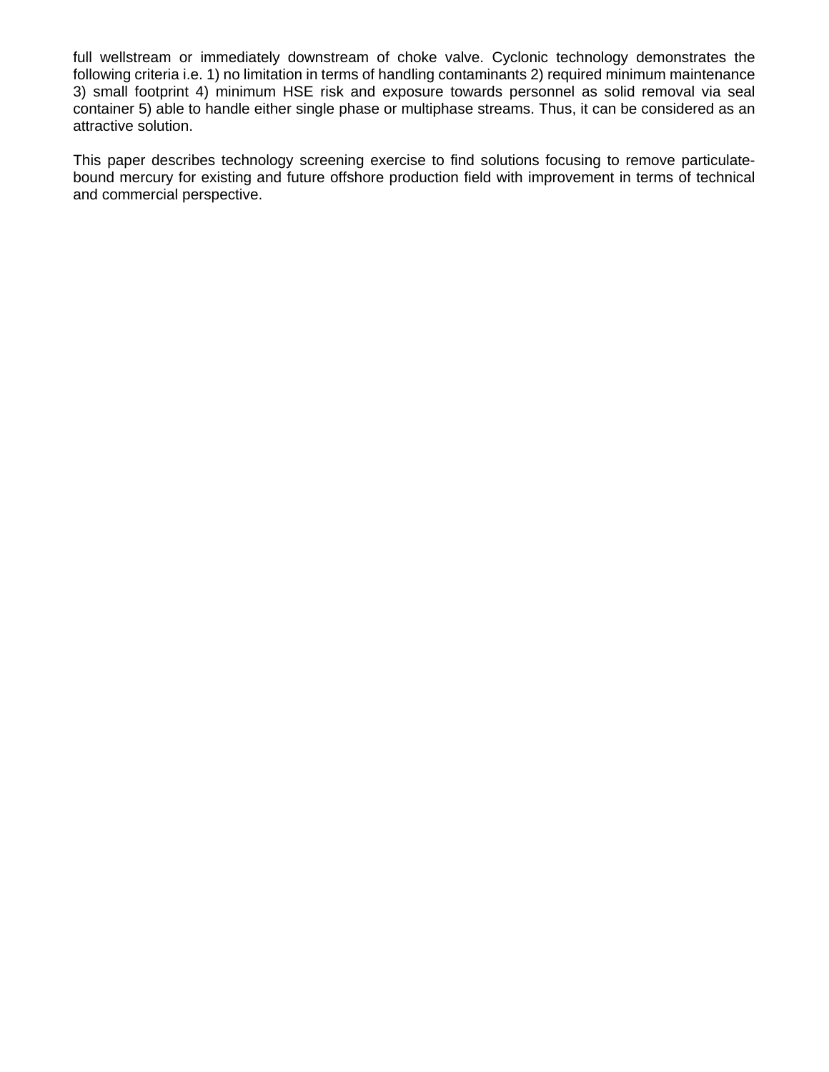full wellstream or immediately downstream of choke valve. Cyclonic technology demonstrates the following criteria i.e. 1) no limitation in terms of handling contaminants 2) required minimum maintenance 3) small footprint 4) minimum HSE risk and exposure towards personnel as solid removal via seal container 5) able to handle either single phase or multiphase streams. Thus, it can be considered as an attractive solution.

This paper describes technology screening exercise to find solutions focusing to remove particulate-bound mercury for existing and future offshore production field with improvement in terms of technical and commercial perspective.